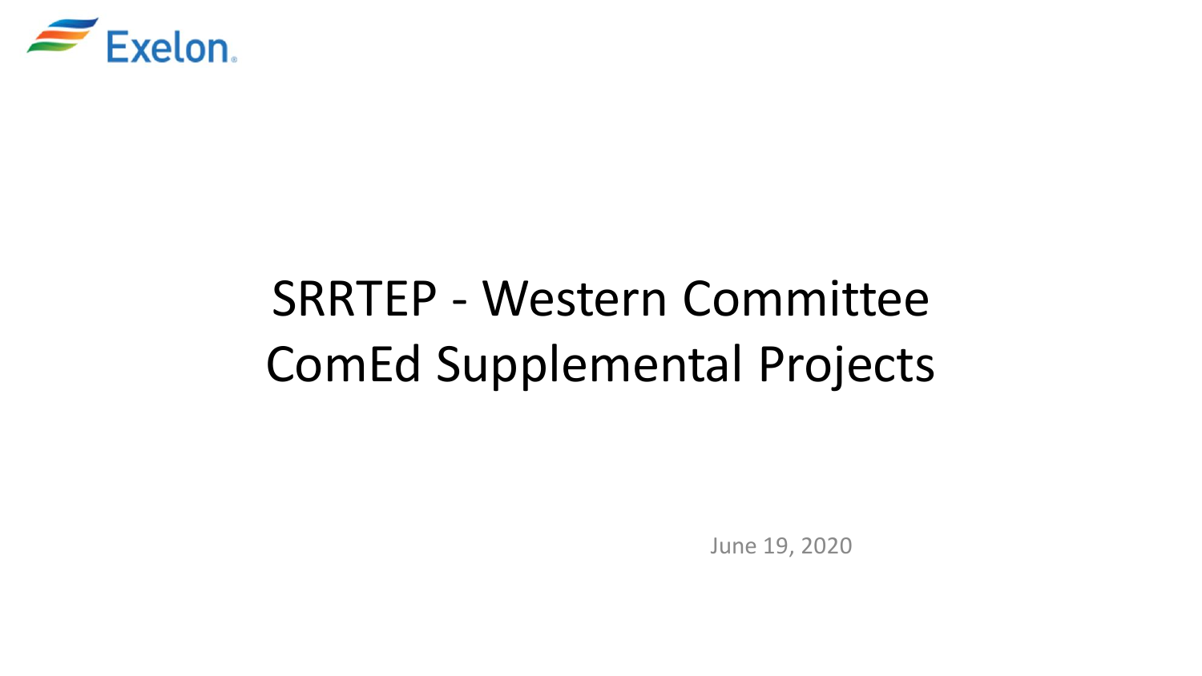Exelon

# SRRTEP - Western Committee
# ComEd Supplemental Projects

June 19, 2020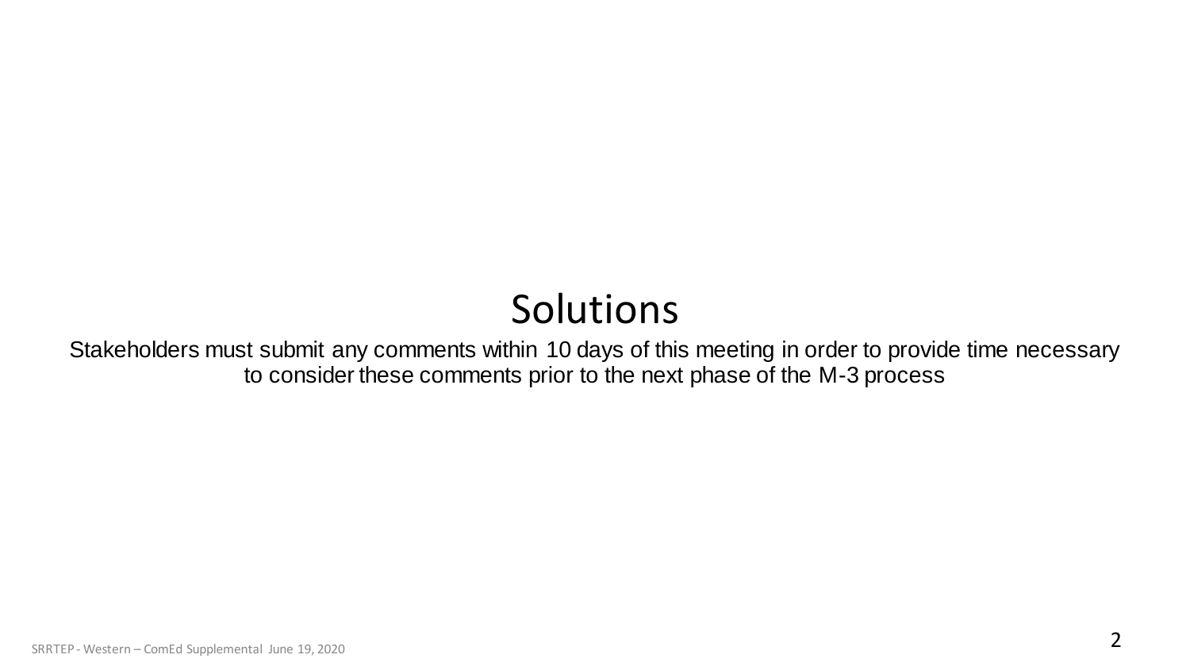# Solutions

Stakeholders must submit any comments within 10 days of this meeting in order to provide time necessary to consider these comments prior to the next phase of the M-3 process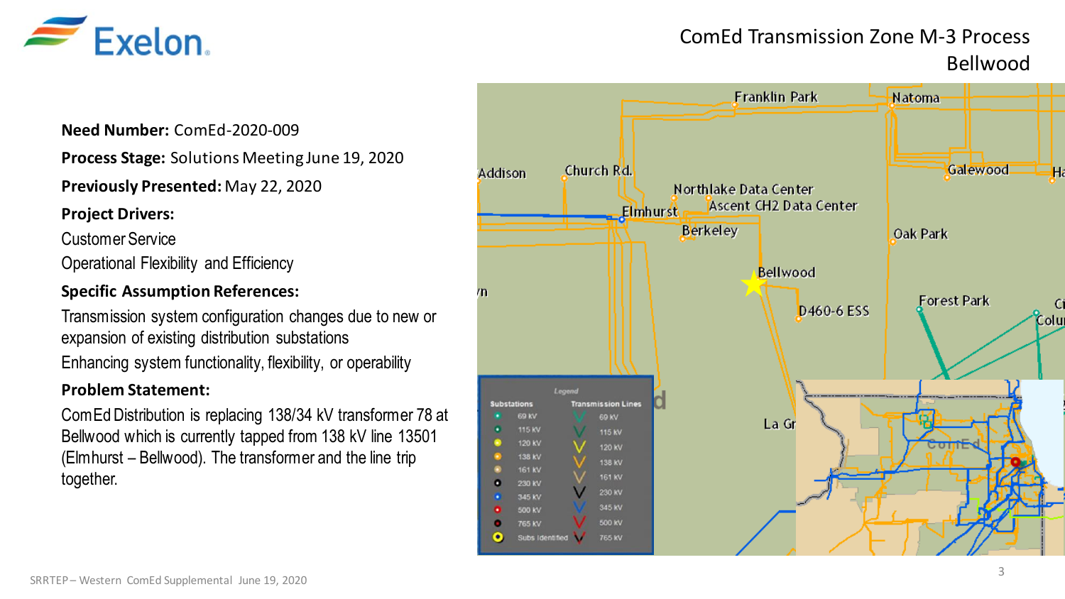# ComEd Transmission Zone M-3 Process Bellwood

**Need Number:** ComEd-2020-009

**Process Stage:** Solutions Meeting June 19, 2020

**Previously Presented:** May 22, 2020

**Project Drivers:**

Customer Service

Operational Flexibility and Efficiency

**Specific Assumption References:**

Transmission system configuration changes due to new or expansion of existing distribution substations

Enhancing system functionality, flexibility, or operability

**Problem Statement:**

ComEd Distribution is replacing 138/34 kV transformer 78 at Bellwood which is currently tapped from 138 kV line 13501 (Elmhurst – Bellwood). The transformer and the line trip together.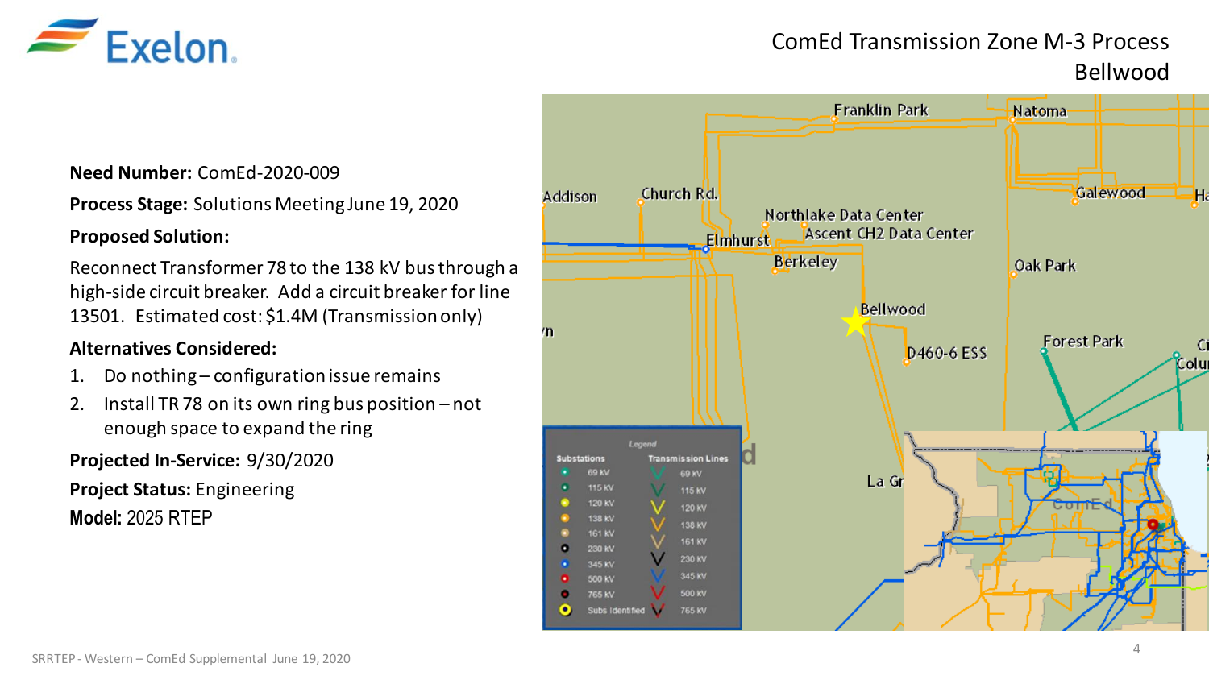# ComEd Transmission Zone M-3 Process Bellwood

**Need Number:** ComEd-2020-009

**Process Stage:** Solutions Meeting June 19, 2020

**Proposed Solution:**

Reconnect Transformer 78 to the 138 kV bus through a high-side circuit breaker. Add a circuit breaker for line 13501. Estimated cost: $1.4M (Transmission only)

**Alternatives Considered:**

1. Do nothing – configuration issue remains
2. Install TR 78 on its own ring bus position – not enough space to expand the ring

**Projected In-Service:** 9/30/2020

**Project Status:** Engineering

**Model:** 2025 RTEP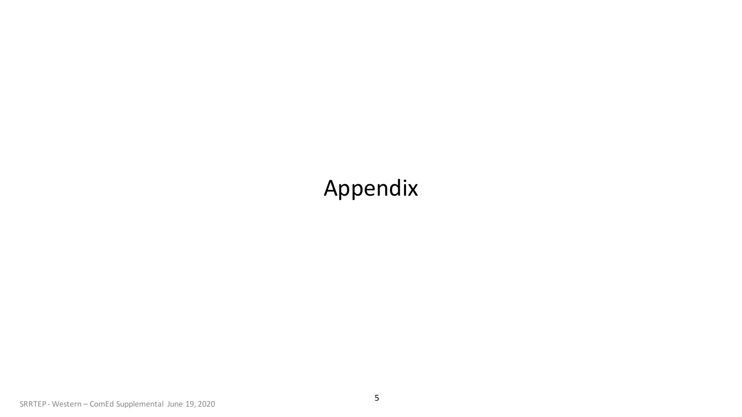# Appendix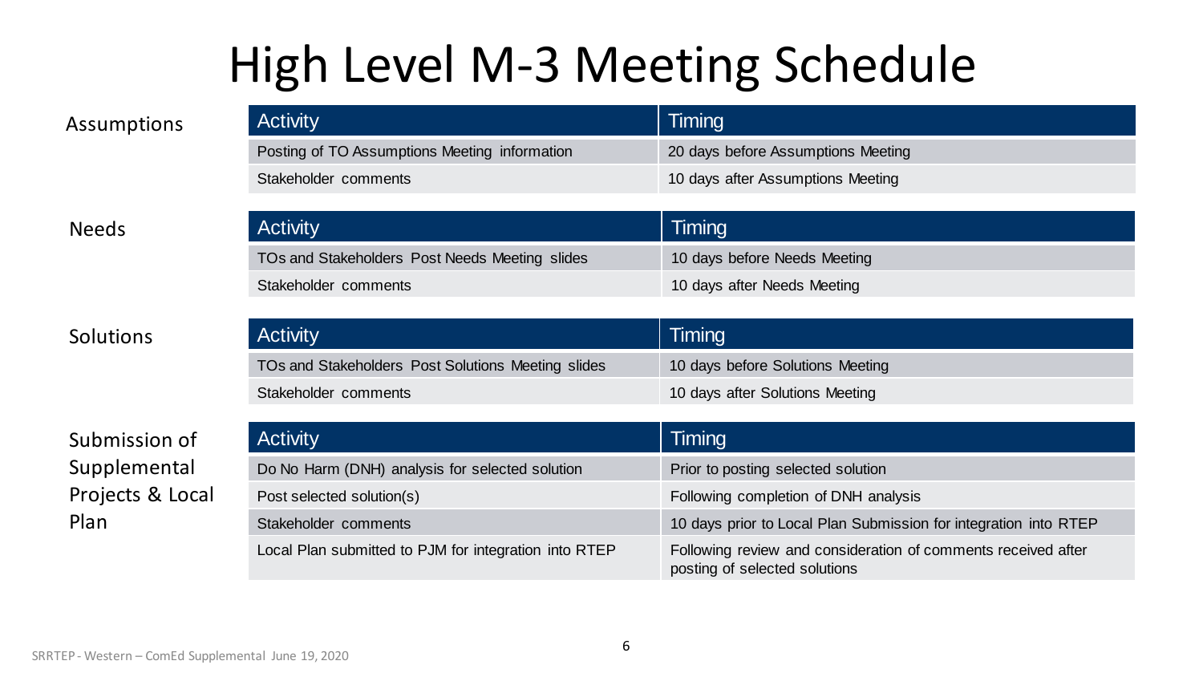# High Level M-3 Meeting Schedule

### Assumptions

| Activity | Timing |
| --- | --- |
| Posting of TO Assumptions Meeting information | 20 days before Assumptions Meeting |
| Stakeholder comments | 10 days after Assumptions Meeting |

### Needs

| Activity | Timing |
| --- | --- |
| TOs and Stakeholders Post Needs Meeting slides | 10 days before Needs Meeting |
| Stakeholder comments | 10 days after Needs Meeting |

### Solutions

| Activity | Timing |
| --- | --- |
| TOs and Stakeholders Post Solutions Meeting slides | 10 days before Solutions Meeting |
| Stakeholder comments | 10 days after Solutions Meeting |

### Submission of Supplemental Projects & Local Plan

| Activity | Timing |
| --- | --- |
| Do No Harm (DNH) analysis for selected solution | Prior to posting selected solution |
| Post selected solution(s) | Following completion of DNH analysis |
| Stakeholder comments | 10 days prior to Local Plan Submission for integration into RTEP |
| Local Plan submitted to PJM for integration into RTEP | Following review and consideration of comments received after posting of selected solutions |

SRRTEP - Western – ComEd Supplemental June 19, 2020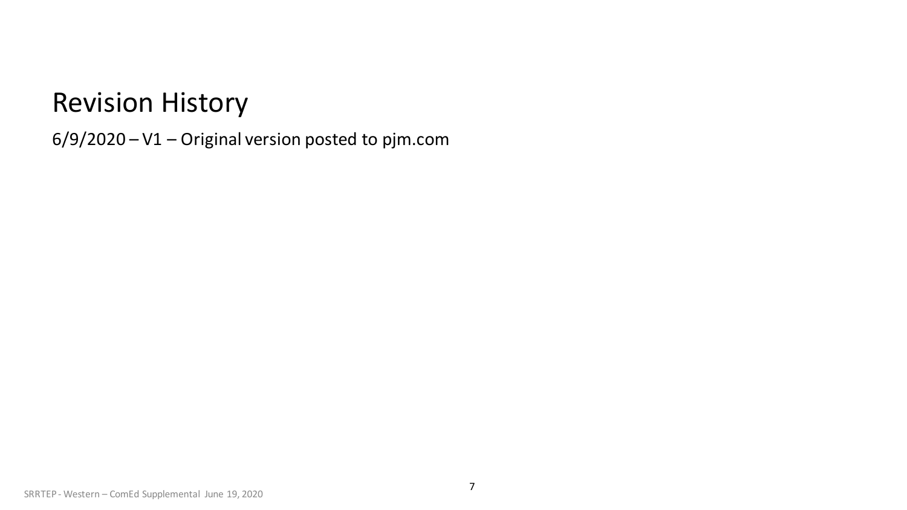# Revision History

6/9/2020 – V1 – Original version posted to pjm.com